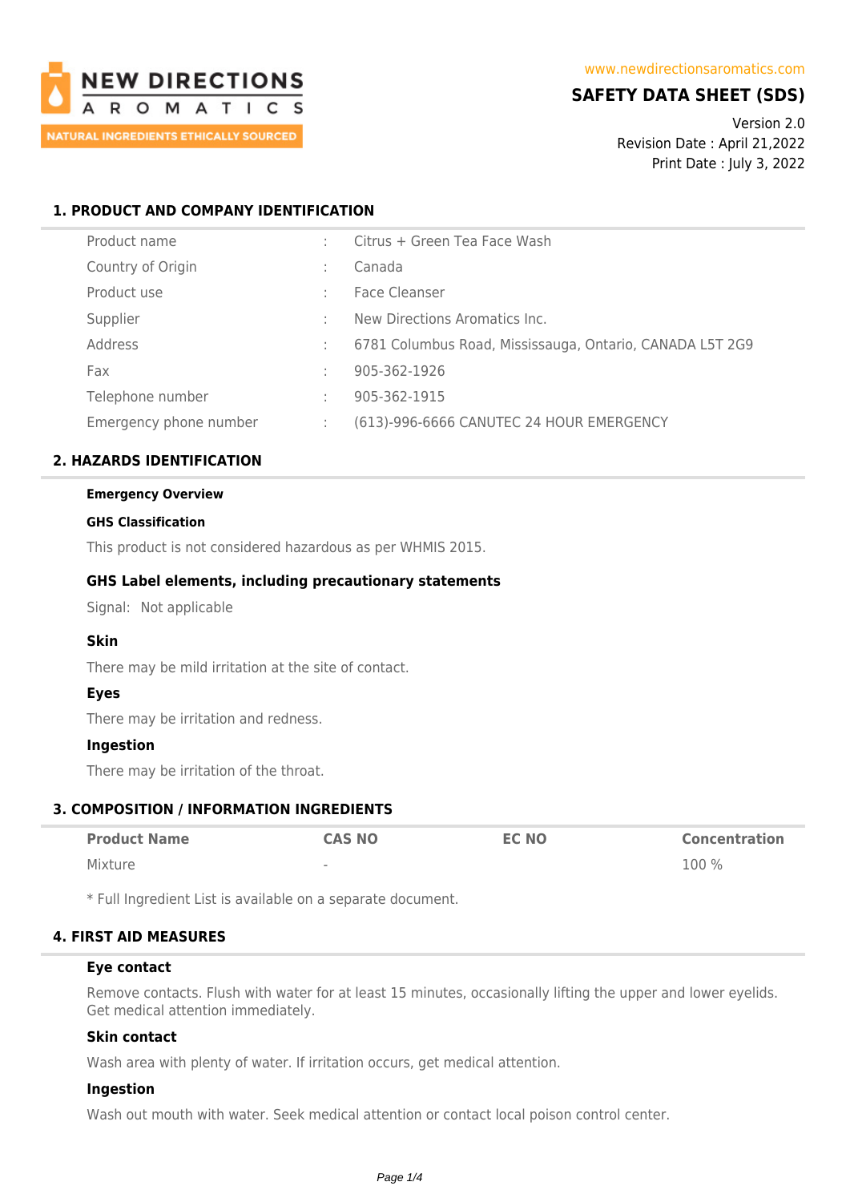NEW DIRECTIONS AROMATICS
NATURAL INGREDIENTS ETHICALLY SOURCED

www.newdirectionsaromatics.com

# SAFETY DATA SHEET (SDS)

Version 2.0
Revision Date : April 21,2022
Print Date : July 3, 2022

## 1. PRODUCT AND COMPANY IDENTIFICATION

| | | |
|---|---|---|
| Product name | : | Citrus + Green Tea Face Wash |
| Country of Origin | : | Canada |
| Product use | : | Face Cleanser |
| Supplier | : | New Directions Aromatics Inc. |
| Address | : | 6781 Columbus Road, Mississauga, Ontario, CANADA L5T 2G9 |
| Fax | : | 905-362-1926 |
| Telephone number | : | 905-362-1915 |
| Emergency phone number | : | (613)-996-6666 CANUTEC 24 HOUR EMERGENCY |

## 2. HAZARDS IDENTIFICATION

**Emergency Overview**

**GHS Classification**

This product is not considered hazardous as per WHMIS 2015.

### GHS Label elements, including precautionary statements

Signal: Not applicable

### Skin

There may be mild irritation at the site of contact.

### Eyes

There may be irritation and redness.

### Ingestion

There may be irritation of the throat.

## 3. COMPOSITION / INFORMATION INGREDIENTS

| Product Name | CAS NO | EC NO | Concentration |
|---|---|---|---|
| Mixture | - | | 100 % |

* Full Ingredient List is available on a separate document.

## 4. FIRST AID MEASURES

### Eye contact

Remove contacts. Flush with water for at least 15 minutes, occasionally lifting the upper and lower eyelids. Get medical attention immediately.

### Skin contact

Wash area with plenty of water. If irritation occurs, get medical attention.

### Ingestion

Wash out mouth with water. Seek medical attention or contact local poison control center.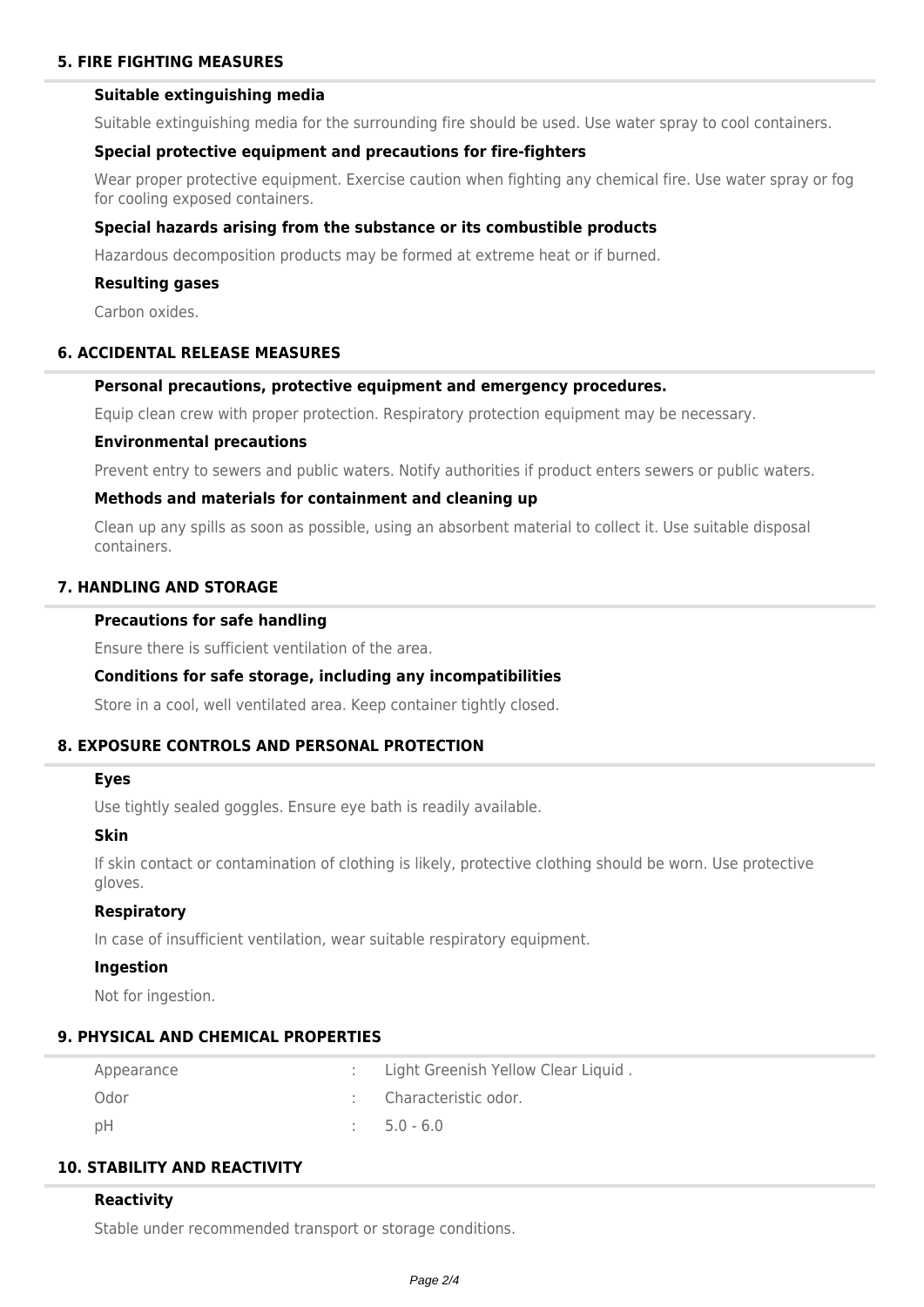## 5. FIRE FIGHTING MEASURES

### Suitable extinguishing media

Suitable extinguishing media for the surrounding fire should be used. Use water spray to cool containers.

### Special protective equipment and precautions for fire-fighters

Wear proper protective equipment. Exercise caution when fighting any chemical fire. Use water spray or fog for cooling exposed containers.

### Special hazards arising from the substance or its combustible products

Hazardous decomposition products may be formed at extreme heat or if burned.

### Resulting gases

Carbon oxides.

## 6. ACCIDENTAL RELEASE MEASURES

### Personal precautions, protective equipment and emergency procedures.

Equip clean crew with proper protection. Respiratory protection equipment may be necessary.

### Environmental precautions

Prevent entry to sewers and public waters. Notify authorities if product enters sewers or public waters.

### Methods and materials for containment and cleaning up

Clean up any spills as soon as possible, using an absorbent material to collect it. Use suitable disposal containers.

## 7. HANDLING AND STORAGE

### Precautions for safe handling

Ensure there is sufficient ventilation of the area.

### Conditions for safe storage, including any incompatibilities

Store in a cool, well ventilated area. Keep container tightly closed.

## 8. EXPOSURE CONTROLS AND PERSONAL PROTECTION

### Eyes

Use tightly sealed goggles. Ensure eye bath is readily available.

### Skin

If skin contact or contamination of clothing is likely, protective clothing should be worn. Use protective gloves.

### Respiratory

In case of insufficient ventilation, wear suitable respiratory equipment.

### Ingestion

Not for ingestion.

## 9. PHYSICAL AND CHEMICAL PROPERTIES

| | | |
|---|---|---|
| Appearance | : | Light Greenish Yellow Clear Liquid . |
| Odor | : | Characteristic odor. |
| pH | : | 5.0 - 6.0 |

## 10. STABILITY AND REACTIVITY

### Reactivity

Stable under recommended transport or storage conditions.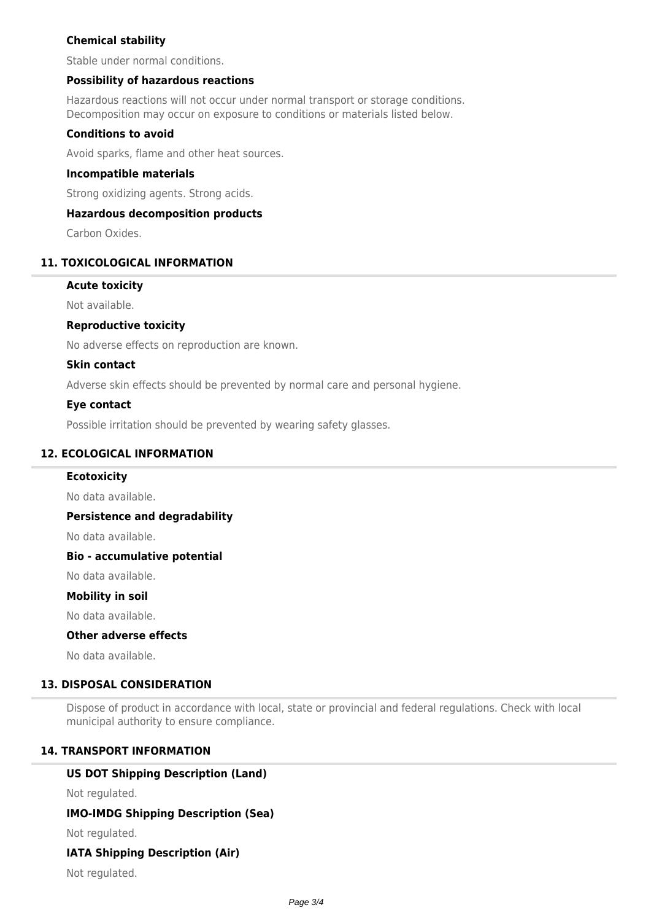### Chemical stability

Stable under normal conditions.

### Possibility of hazardous reactions

Hazardous reactions will not occur under normal transport or storage conditions.
Decomposition may occur on exposure to conditions or materials listed below.

### Conditions to avoid

Avoid sparks, flame and other heat sources.

### Incompatible materials

Strong oxidizing agents. Strong acids.

### Hazardous decomposition products

Carbon Oxides.

## 11. TOXICOLOGICAL INFORMATION

### Acute toxicity

Not available.

### Reproductive toxicity

No adverse effects on reproduction are known.

### Skin contact

Adverse skin effects should be prevented by normal care and personal hygiene.

### Eye contact

Possible irritation should be prevented by wearing safety glasses.

## 12. ECOLOGICAL INFORMATION

### Ecotoxicity

No data available.

### Persistence and degradability

No data available.

### Bio - accumulative potential

No data available.

### Mobility in soil

No data available.

### Other adverse effects

No data available.

## 13. DISPOSAL CONSIDERATION

Dispose of product in accordance with local, state or provincial and federal regulations. Check with local municipal authority to ensure compliance.

## 14. TRANSPORT INFORMATION

### US DOT Shipping Description (Land)

Not regulated.

### IMO-IMDG Shipping Description (Sea)

Not regulated.

### IATA Shipping Description (Air)

Not regulated.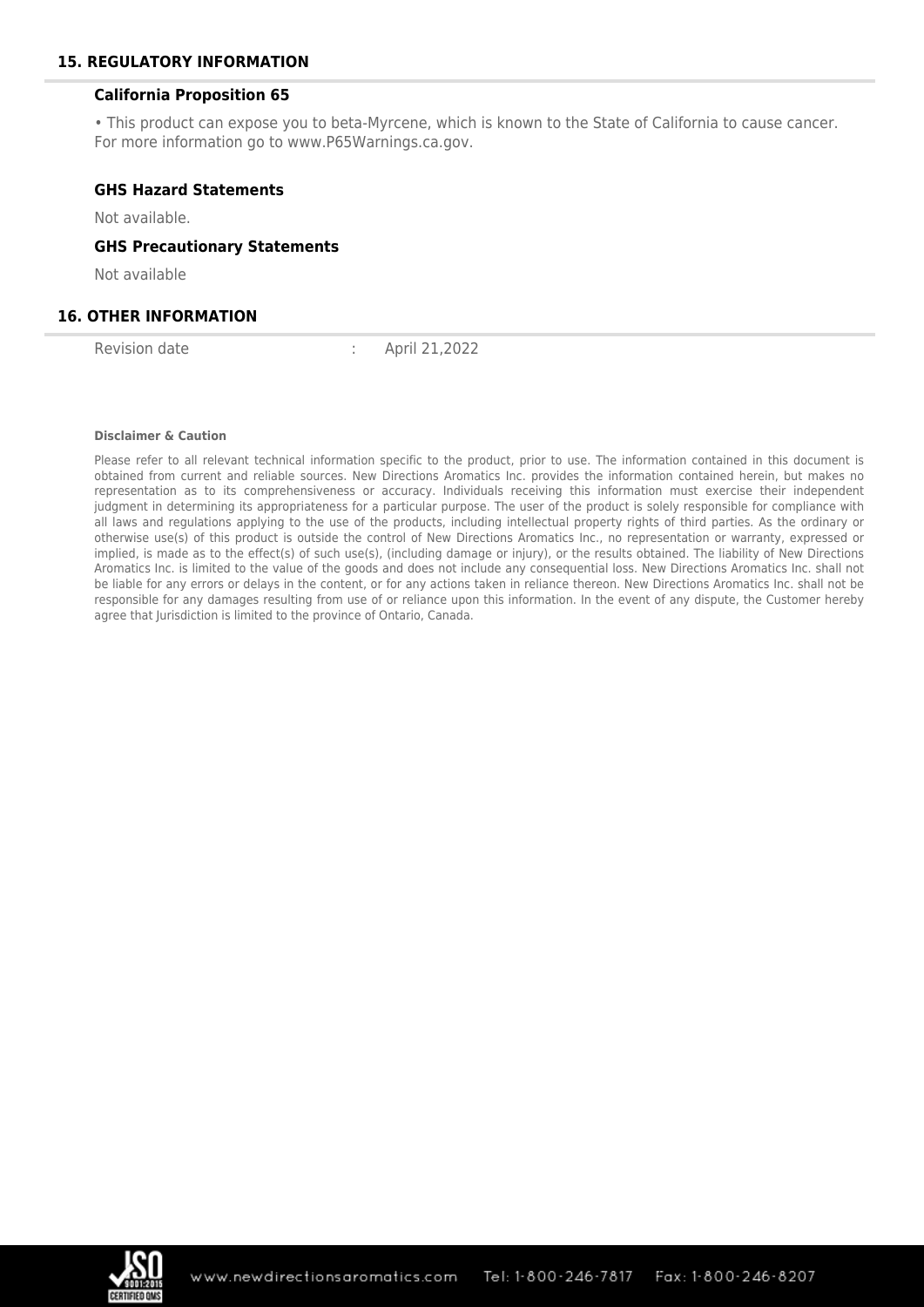## 15. REGULATORY INFORMATION

### California Proposition 65

• This product can expose you to beta-Myrcene, which is known to the State of California to cause cancer. For more information go to www.P65Warnings.ca.gov.

### GHS Hazard Statements

Not available.

### GHS Precautionary Statements

Not available

## 16. OTHER INFORMATION

| | | |
|---|---|---|
| Revision date | : | April 21,2022 |

**Disclaimer & Caution**

Please refer to all relevant technical information specific to the product, prior to use. The information contained in this document is obtained from current and reliable sources. New Directions Aromatics Inc. provides the information contained herein, but makes no representation as to its comprehensiveness or accuracy. Individuals receiving this information must exercise their independent judgment in determining its appropriateness for a particular purpose. The user of the product is solely responsible for compliance with all laws and regulations applying to the use of the products, including intellectual property rights of third parties. As the ordinary or otherwise use(s) of this product is outside the control of New Directions Aromatics Inc., no representation or warranty, expressed or implied, is made as to the effect(s) of such use(s), (including damage or injury), or the results obtained. The liability of New Directions Aromatics Inc. is limited to the value of the goods and does not include any consequential loss. New Directions Aromatics Inc. shall not be liable for any errors or delays in the content, or for any actions taken in reliance thereon. New Directions Aromatics Inc. shall not be responsible for any damages resulting from use of or reliance upon this information. In the event of any dispute, the Customer hereby agree that Jurisdiction is limited to the province of Ontario, Canada.